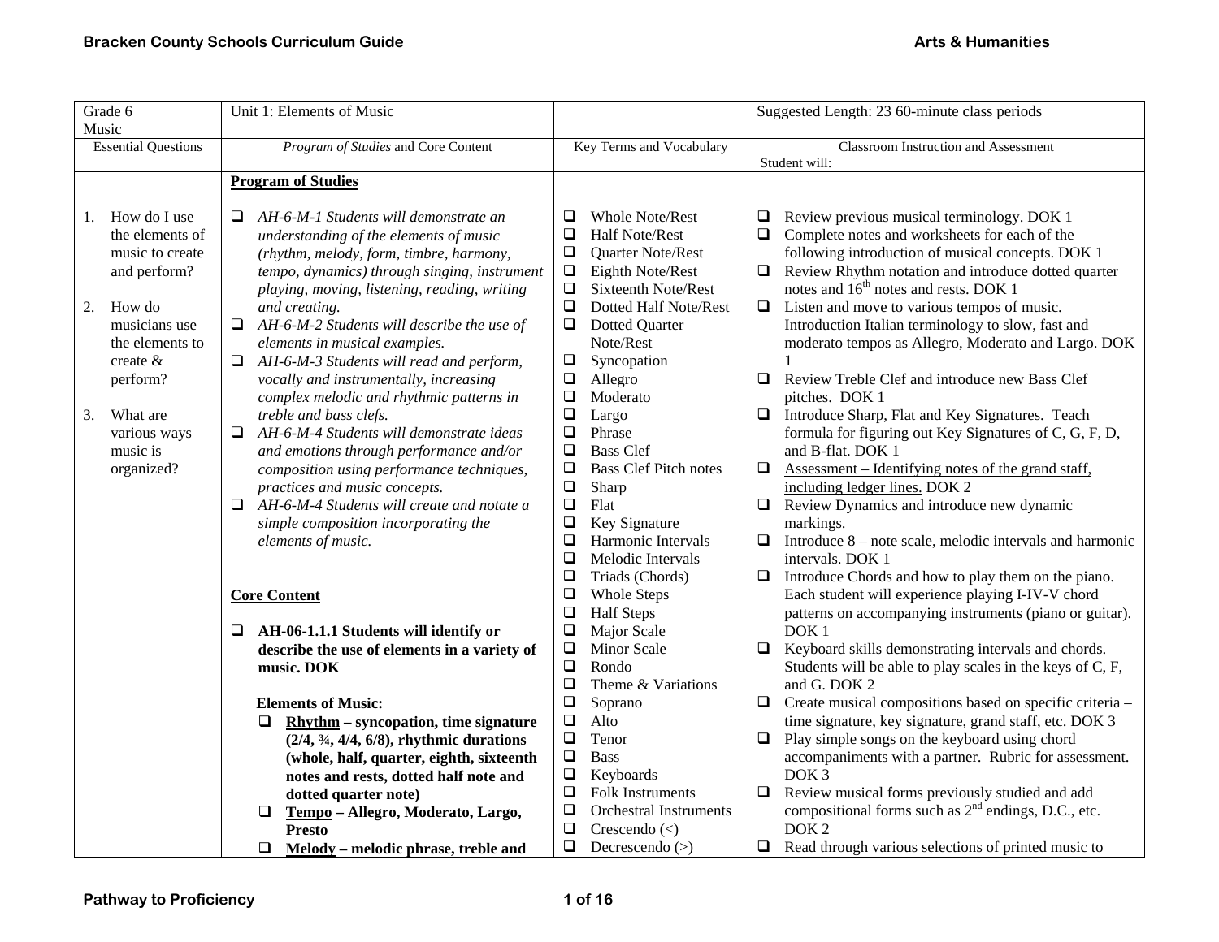| Grade 6 Music | Unit 1: Elements of Music | | Suggested Length: 23 60-minute class periods |
|---|---|---|---|
| Essential Questions | *Program of Studies* and Core Content | Key Terms and Vocabulary | Classroom Instruction and <u>Assessment</u> Student will: |
| 1. How do I use the elements of music to create and perform?<br><br>2. How do musicians use the elements to create & perform?<br><br>3. What are various ways music is organized? | **<u>Program of Studies</u>**<br><br>❑ *AH-6-M-1 Students will demonstrate an understanding of the elements of music (rhythm, melody, form, timbre, harmony, tempo, dynamics) through singing, instrument playing, moving, listening, reading, writing and creating.*<br>❑ *AH-6-M-2 Students will describe the use of elements in musical examples.*<br>❑ *AH-6-M-3 Students will read and perform, vocally and instrumentally, increasing complex melodic and rhythmic patterns in treble and bass clefs.*<br>❑ *AH-6-M-4 Students will demonstrate ideas and emotions through performance and/or composition using performance techniques, practices and music concepts.*<br>❑ *AH-6-M-4 Students will create and notate a simple composition incorporating the elements of music.*<br><br>**<u>Core Content</u>**<br><br>❑ **AH-06-1.1.1 Students will identify or describe the use of elements in a variety of music. DOK**<br><br>**Elements of Music:**<br>❑ **<u>Rhythm</u> – syncopation, time signature (2/4, ¾, 4/4, 6/8), rhythmic durations (whole, half, quarter, eighth, sixteenth notes and rests, dotted half note and dotted quarter note)**<br>❑ **<u>Tempo</u> – Allegro, Moderato, Largo, Presto**<br>❑ **<u>Melody</u> – melodic phrase, treble and** | ❑ Whole Note/Rest<br>❑ Half Note/Rest<br>❑ Quarter Note/Rest<br>❑ Eighth Note/Rest<br>❑ Sixteenth Note/Rest<br>❑ Dotted Half Note/Rest<br>❑ Dotted Quarter Note/Rest<br>❑ Syncopation<br>❑ Allegro<br>❑ Moderato<br>❑ Largo<br>❑ Phrase<br>❑ Bass Clef<br>❑ Bass Clef Pitch notes<br>❑ Sharp<br>❑ Flat<br>❑ Key Signature<br>❑ Harmonic Intervals<br>❑ Melodic Intervals<br>❑ Triads (Chords)<br>❑ Whole Steps<br>❑ Half Steps<br>❑ Major Scale<br>❑ Minor Scale<br>❑ Rondo<br>❑ Theme & Variations<br>❑ Soprano<br>❑ Alto<br>❑ Tenor<br>❑ Bass<br>❑ Keyboards<br>❑ Folk Instruments<br>❑ Orchestral Instruments<br>❑ Crescendo (<)<br>❑ Decrescendo (>) | ❑ Review previous musical terminology. DOK 1<br>❑ Complete notes and worksheets for each of the following introduction of musical concepts. DOK 1<br>❑ Review Rhythm notation and introduce dotted quarter notes and 16th notes and rests. DOK 1<br>❑ Listen and move to various tempos of music. Introduction Italian terminology to slow, fast and moderato tempos as Allegro, Moderato and Largo. DOK 1<br>❑ Review Treble Clef and introduce new Bass Clef pitches. DOK 1<br>❑ Introduce Sharp, Flat and Key Signatures. Teach formula for figuring out Key Signatures of C, G, F, D, and B-flat. DOK 1<br>❑ <u>Assessment – Identifying notes of the grand staff, including ledger lines.</u> DOK 2<br>❑ Review Dynamics and introduce new dynamic markings.<br>❑ Introduce 8 – note scale, melodic intervals and harmonic intervals. DOK 1<br>❑ Introduce Chords and how to play them on the piano. Each student will experience playing I-IV-V chord patterns on accompanying instruments (piano or guitar). DOK 1<br>❑ Keyboard skills demonstrating intervals and chords. Students will be able to play scales in the keys of C, F, and G. DOK 2<br>❑ Create musical compositions based on specific criteria – time signature, key signature, grand staff, etc. DOK 3<br>❑ Play simple songs on the keyboard using chord accompaniments with a partner. Rubric for assessment. DOK 3<br>❑ Review musical forms previously studied and add compositional forms such as 2nd endings, D.C., etc. DOK 2<br>❑ Read through various selections of printed music to |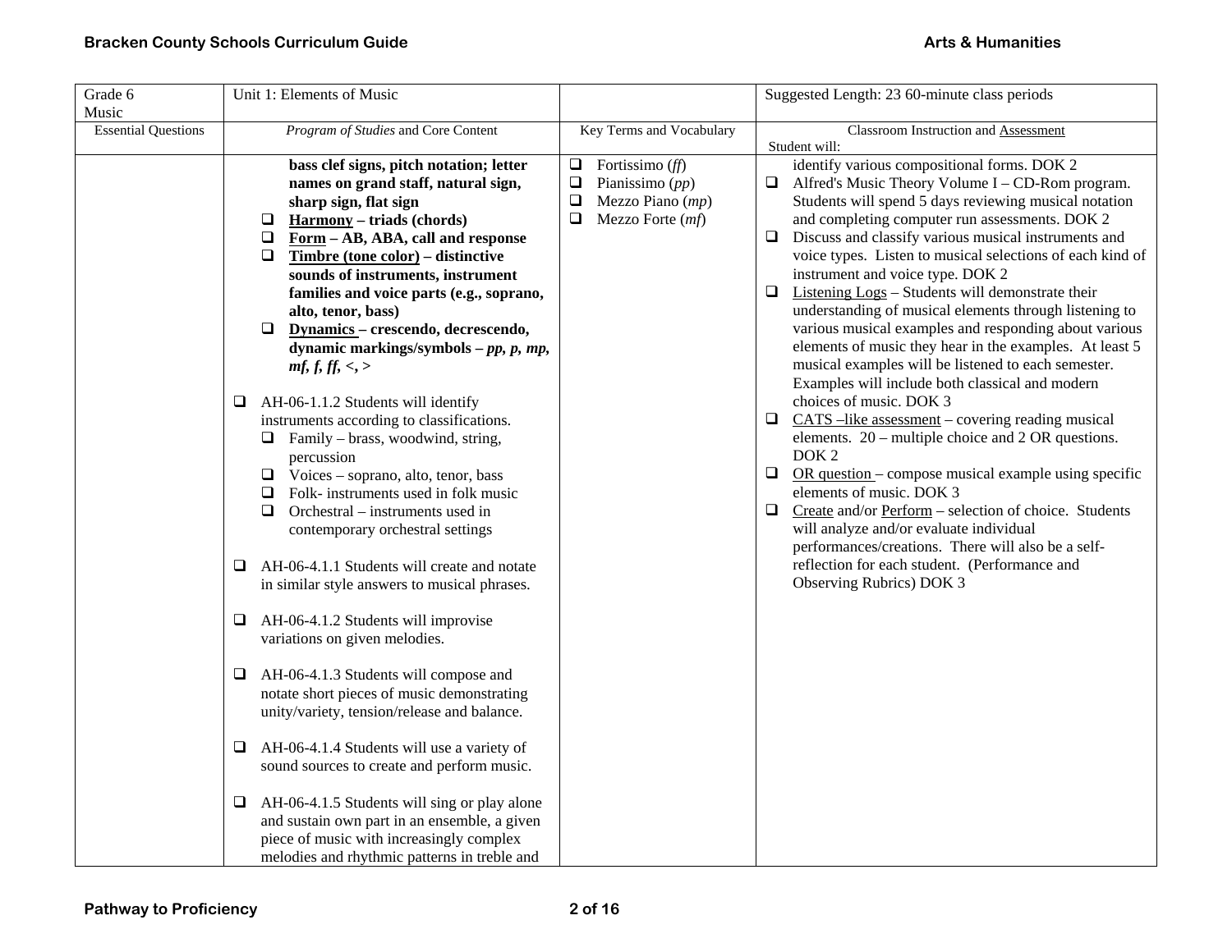| Grade 6 Music | Unit 1: Elements of Music | | Suggested Length: 23 60-minute class periods |
|---|---|---|---|
| Essential Questions | *Program of Studies* and Core Content | Key Terms and Vocabulary | Classroom Instruction and Assessment<br>Student will: |
| | **bass clef signs, pitch notation; letter names on grand staff, natural sign, sharp sign, flat sign**<br>❑ **Harmony – triads (chords)**<br>❑ **Form – AB, ABA, call and response**<br>❑ **Timbre (tone color) – distinctive sounds of instruments, instrument families and voice parts (e.g., soprano, alto, tenor, bass)**<br>❑ **Dynamics – crescendo, decrescendo, dynamic markings/symbols – *pp, p, mp, mf, f, ff*, <, >**<br><br>❑ AH-06-1.1.2 Students will identify instruments according to classifications.<br>❑ Family – brass, woodwind, string, percussion<br>❑ Voices – soprano, alto, tenor, bass<br>❑ Folk- instruments used in folk music<br>❑ Orchestral – instruments used in contemporary orchestral settings<br><br>❑ AH-06-4.1.1 Students will create and notate in similar style answers to musical phrases.<br><br>❑ AH-06-4.1.2 Students will improvise variations on given melodies.<br><br>❑ AH-06-4.1.3 Students will compose and notate short pieces of music demonstrating unity/variety, tension/release and balance.<br><br>❑ AH-06-4.1.4 Students will use a variety of sound sources to create and perform music.<br><br>❑ AH-06-4.1.5 Students will sing or play alone and sustain own part in an ensemble, a given piece of music with increasingly complex melodies and rhythmic patterns in treble and | ❑ Fortissimo (*ff*)<br>❑ Pianissimo (*pp*)<br>❑ Mezzo Piano (*mp*)<br>❑ Mezzo Forte (*mf*) | identify various compositional forms. DOK 2<br>❑ Alfred's Music Theory Volume I – CD-Rom program. Students will spend 5 days reviewing musical notation and completing computer run assessments. DOK 2<br>❑ Discuss and classify various musical instruments and voice types. Listen to musical selections of each kind of instrument and voice type. DOK 2<br>❑ Listening Logs – Students will demonstrate their understanding of musical elements through listening to various musical examples and responding about various elements of music they hear in the examples. At least 5 musical examples will be listened to each semester. Examples will include both classical and modern choices of music. DOK 3<br>❑ CATS –like assessment – covering reading musical elements. 20 – multiple choice and 2 OR questions. DOK 2<br>❑ OR question – compose musical example using specific elements of music. DOK 3<br>❑ Create and/or Perform – selection of choice. Students will analyze and/or evaluate individual performances/creations. There will also be a self-reflection for each student. (Performance and Observing Rubrics) DOK 3 |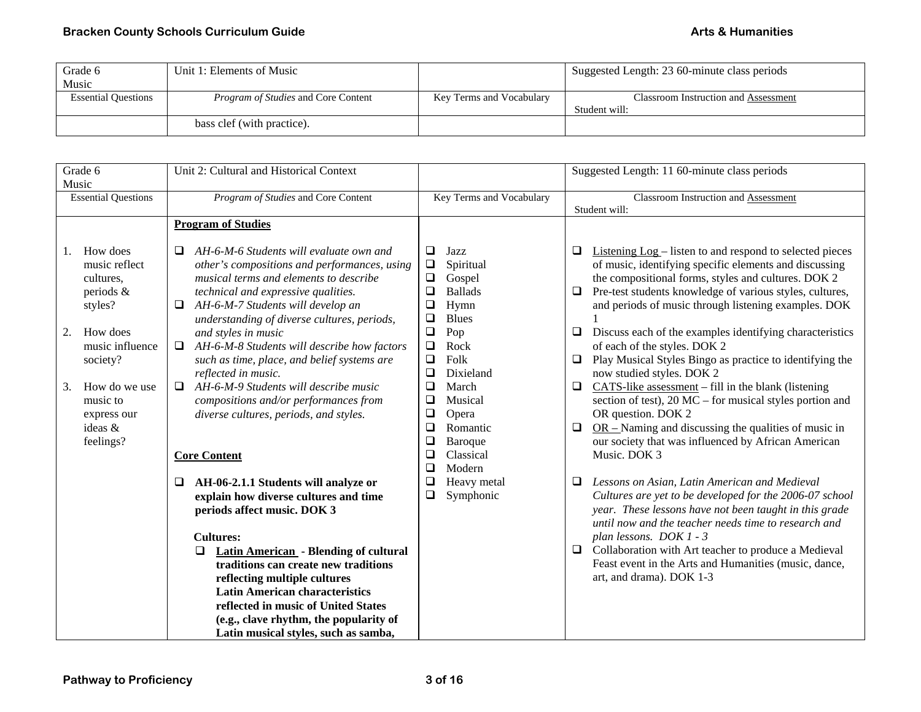| Grade 6 Music | Unit 1: Elements of Music | | Suggested Length: 23 60-minute class periods |
|---|---|---|---|
| Essential Questions | *Program of Studies* and Core Content | Key Terms and Vocabulary | Classroom Instruction and Assessment<br>Student will: |
| | bass clef (with practice). | | |

| Grade 6 Music | Unit 2: Cultural and Historical Context | | Suggested Length: 11 60-minute class periods |
|---|---|---|---|
| Essential Questions | *Program of Studies* and Core Content | Key Terms and Vocabulary | Classroom Instruction and Assessment<br>Student will: |
| 1. How does music reflect cultures, periods & styles?<br><br>2. How does music influence society?<br><br>3. How do we use music to express our ideas & feelings? | **Program of Studies**<br><br>❑ *AH-6-M-6 Students will evaluate own and other's compositions and performances, using musical terms and elements to describe technical and expressive qualities.*<br>❑ *AH-6-M-7 Students will develop an understanding of diverse cultures, periods, and styles in music*<br>❑ *AH-6-M-8 Students will describe how factors such as time, place, and belief systems are reflected in music.*<br>❑ *AH-6-M-9 Students will describe music compositions and/or performances from diverse cultures, periods, and styles.*<br><br>**Core Content**<br><br>❑ **AH-06-2.1.1 Students will analyze or explain how diverse cultures and time periods affect music. DOK 3**<br><br>**Cultures:**<br>❑ **Latin American - Blending of cultural traditions can create new traditions reflecting multiple cultures Latin American characteristics reflected in music of United States (e.g., clave rhythm, the popularity of Latin musical styles, such as samba,** | ❑ Jazz<br>❑ Spiritual<br>❑ Gospel<br>❑ Ballads<br>❑ Hymn<br>❑ Blues<br>❑ Pop<br>❑ Rock<br>❑ Folk<br>❑ Dixieland<br>❑ March<br>❑ Musical<br>❑ Opera<br>❑ Romantic<br>❑ Baroque<br>❑ Classical<br>❑ Modern<br>❑ Heavy metal<br>❑ Symphonic | ❑ Listening Log – listen to and respond to selected pieces of music, identifying specific elements and discussing the compositional forms, styles and cultures. DOK 2<br>❑ Pre-test students knowledge of various styles, cultures, and periods of music through listening examples. DOK 1<br>❑ Discuss each of the examples identifying characteristics of each of the styles. DOK 2<br>❑ Play Musical Styles Bingo as practice to identifying the now studied styles. DOK 2<br>❑ CATS-like assessment – fill in the blank (listening section of test), 20 MC – for musical styles portion and OR question. DOK 2<br>❑ OR – Naming and discussing the qualities of music in our society that was influenced by African American Music. DOK 3<br><br>❑ *Lessons on Asian, Latin American and Medieval Cultures are yet to be developed for the 2006-07 school year. These lessons have not been taught in this grade until now and the teacher needs time to research and plan lessons. DOK 1 - 3*<br>❑ Collaboration with Art teacher to produce a Medieval Feast event in the Arts and Humanities (music, dance, art, and drama). DOK 1-3 |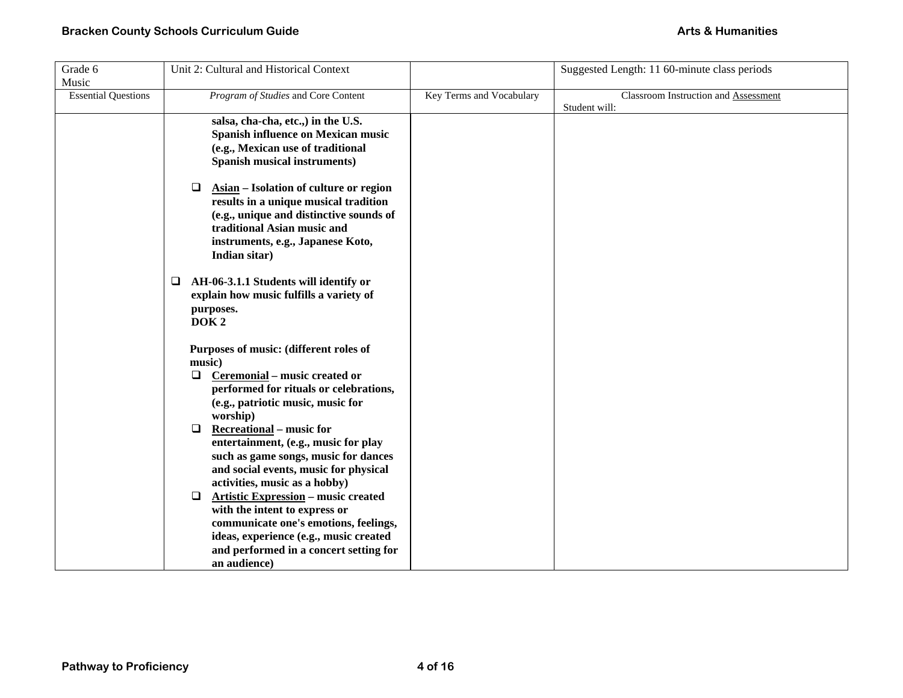| Grade 6 Music | Unit 2: Cultural and Historical Context | | Suggested Length: 11 60-minute class periods |
|---|---|---|---|
| Essential Questions | *Program of Studies* and Core Content | Key Terms and Vocabulary | Classroom Instruction and Assessment<br>Student will: |
| | **salsa, cha-cha, etc.,) in the U.S. Spanish influence on Mexican music (e.g., Mexican use of traditional Spanish musical instruments)**<br><br>❑ **Asian – Isolation of culture or region results in a unique musical tradition (e.g., unique and distinctive sounds of traditional Asian music and instruments, e.g., Japanese Koto, Indian sitar)**<br><br>❑ **AH-06-3.1.1 Students will identify or explain how music fulfills a variety of purposes. DOK 2**<br><br>**Purposes of music: (different roles of music)**<br>❑ **Ceremonial – music created or performed for rituals or celebrations, (e.g., patriotic music, music for worship)**<br>❑ **Recreational – music for entertainment, (e.g., music for play such as game songs, music for dances and social events, music for physical activities, music as a hobby)**<br>❑ **Artistic Expression – music created with the intent to express or communicate one's emotions, feelings, ideas, experience (e.g., music created and performed in a concert setting for an audience)** | | |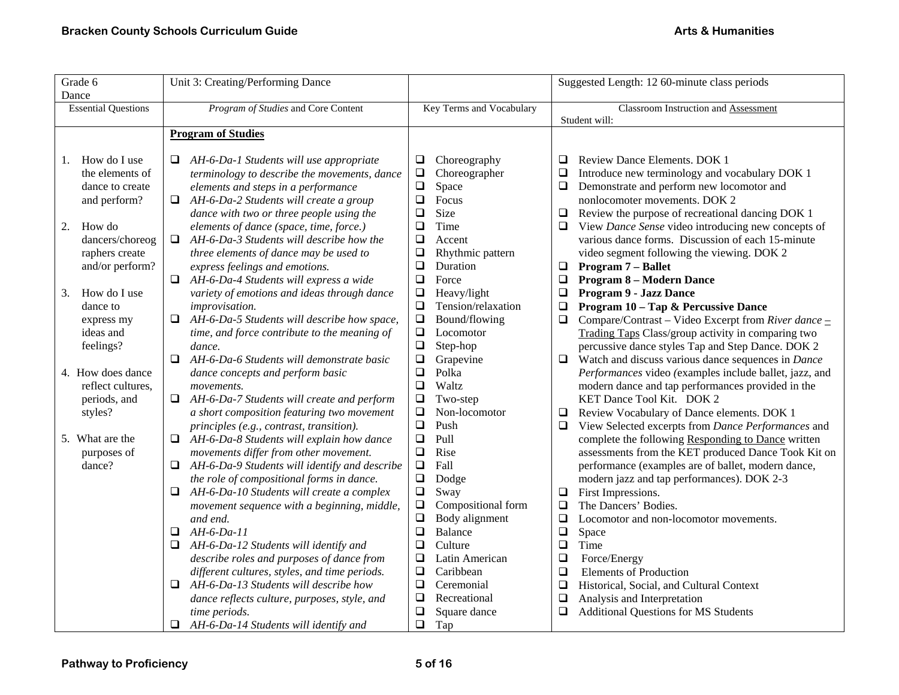| Grade 6 Dance | Unit 3: Creating/Performing Dance | | Suggested Length: 12 60-minute class periods |
|---|---|---|---|
| Essential Questions | *Program of Studies* and Core Content | Key Terms and Vocabulary | Classroom Instruction and Assessment<br>Student will: |
| 1. How do I use the elements of dance to create and perform?<br><br>2. How do dancers/choreographers create and/or perform?<br><br>3. How do I use dance to express my ideas and feelings?<br><br>4. How does dance reflect cultures, periods, and styles?<br><br>5. What are the purposes of dance? | **Program of Studies**<br><br>❑ *AH-6-Da-1 Students will use appropriate terminology to describe the movements, dance elements and steps in a performance*<br>❑ *AH-6-Da-2 Students will create a group dance with two or three people using the elements of dance (space, time, force.)*<br>❑ *AH-6-Da-3 Students will describe how the three elements of dance may be used to express feelings and emotions.*<br>❑ *AH-6-Da-4 Students will express a wide variety of emotions and ideas through dance improvisation.*<br>❑ *AH-6-Da-5 Students will describe how space, time, and force contribute to the meaning of dance.*<br>❑ *AH-6-Da-6 Students will demonstrate basic dance concepts and perform basic movements.*<br>❑ *AH-6-Da-7 Students will create and perform a short composition featuring two movement principles (e.g., contrast, transition).*<br>❑ *AH-6-Da-8 Students will explain how dance movements differ from other movement.*<br>❑ *AH-6-Da-9 Students will identify and describe the role of compositional forms in dance.*<br>❑ *AH-6-Da-10 Students will create a complex movement sequence with a beginning, middle, and end.*<br>❑ *AH-6-Da-11*<br>❑ *AH-6-Da-12 Students will identify and describe roles and purposes of dance from different cultures, styles, and time periods.*<br>❑ *AH-6-Da-13 Students will describe how dance reflects culture, purposes, style, and time periods.*<br>❑ *AH-6-Da-14 Students will identify and* | ❑ Choreography<br>❑ Choreographer<br>❑ Space<br>❑ Focus<br>❑ Size<br>❑ Time<br>❑ Accent<br>❑ Rhythmic pattern<br>❑ Duration<br>❑ Force<br>❑ Heavy/light<br>❑ Tension/relaxation<br>❑ Bound/flowing<br>❑ Locomotor<br>❑ Step-hop<br>❑ Grapevine<br>❑ Polka<br>❑ Waltz<br>❑ Two-step<br>❑ Non-locomotor<br>❑ Push<br>❑ Pull<br>❑ Rise<br>❑ Fall<br>❑ Dodge<br>❑ Sway<br>❑ Compositional form<br>❑ Body alignment<br>❑ Balance<br>❑ Culture<br>❑ Latin American<br>❑ Caribbean<br>❑ Ceremonial<br>❑ Recreational<br>❑ Square dance<br>❑ Tap | ❑ Review Dance Elements. DOK 1<br>❑ Introduce new terminology and vocabulary DOK 1<br>❑ Demonstrate and perform new locomotor and nonlocomoter movements. DOK 2<br>❑ Review the purpose of recreational dancing DOK 1<br>❑ View *Dance Sense* video introducing new concepts of various dance forms. Discussion of each 15-minute video segment following the viewing. DOK 2<br>❑ **Program 7 – Ballet**<br>❑ **Program 8 – Modern Dance**<br>❑ **Program 9 - Jazz Dance**<br>❑ **Program 10 – Tap & Percussive Dance**<br>❑ Compare/Contrast – Video Excerpt from *River dance* – Trading Taps Class/group activity in comparing two percussive dance styles Tap and Step Dance. DOK 2<br>❑ Watch and discuss various dance sequences in *Dance Performances* video (examples include ballet, jazz, and modern dance and tap performances provided in the KET Dance Tool Kit. DOK 2<br>❑ Review Vocabulary of Dance elements. DOK 1<br>❑ View Selected excerpts from *Dance Performances* and complete the following Responding to Dance written assessments from the KET produced Dance Took Kit on performance (examples are of ballet, modern dance, modern jazz and tap performances). DOK 2-3<br>❑ First Impressions.<br>❑ The Dancers' Bodies.<br>❑ Locomotor and non-locomotor movements.<br>❑ Space<br>❑ Time<br>❑ Force/Energy<br>❑ Elements of Production<br>❑ Historical, Social, and Cultural Context<br>❑ Analysis and Interpretation<br>❑ Additional Questions for MS Students |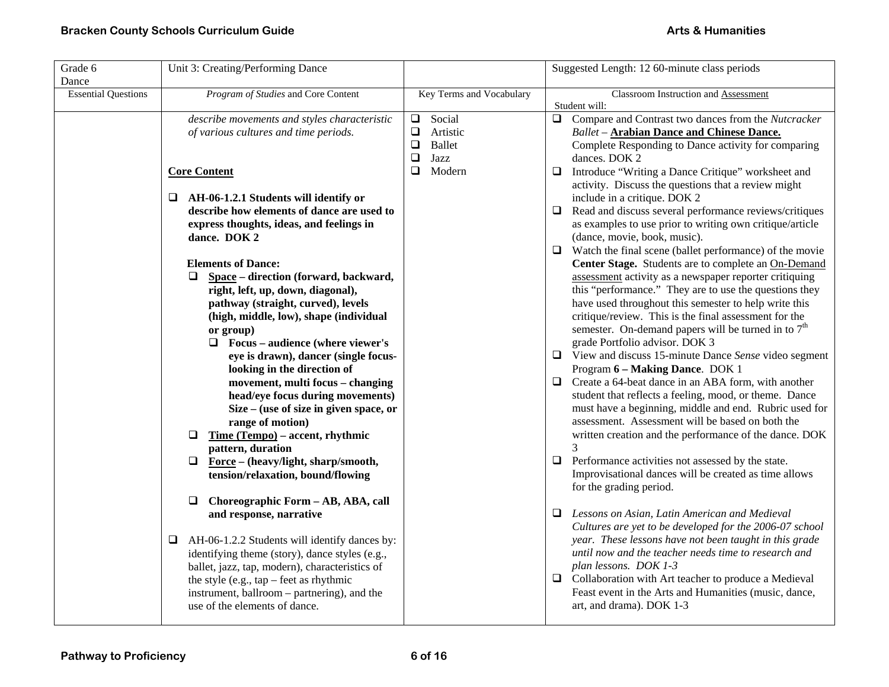| Grade 6 Dance | Unit 3: Creating/Performing Dance | | Suggested Length: 12 60-minute class periods |
|---|---|---|---|
| Essential Questions | *Program of Studies* and Core Content | Key Terms and Vocabulary | Classroom Instruction and <u>Assessment</u><br>Student will: |
| | *describe movements and styles characteristic of various cultures and time periods.*<br><br>**<u>Core Content</u>**<br><br>❑ **AH-06-1.2.1 Students will identify or describe how elements of dance are used to express thoughts, ideas, and feelings in dance. DOK 2**<br><br>**Elements of Dance:**<br>❑ **<u>Space</u> – direction (forward, backward, right, left, up, down, diagonal), pathway (straight, curved), levels (high, middle, low), shape (individual or group)**<br>❑ **Focus – audience (where viewer's eye is drawn), dancer (single focus-looking in the direction of movement, multi focus – changing head/eye focus during movements) Size – (use of size in given space, or range of motion)**<br>❑ **<u>Time (Tempo)</u> – accent, rhythmic pattern, duration**<br>❑ **<u>Force</u> – (heavy/light, sharp/smooth, tension/relaxation, bound/flowing**<br><br>❑ **Choreographic Form – AB, ABA, call and response, narrative**<br><br>❑ AH-06-1.2.2 Students will identify dances by: identifying theme (story), dance styles (e.g., ballet, jazz, tap, modern), characteristics of the style (e.g., tap – feet as rhythmic instrument, ballroom – partnering), and the use of the elements of dance. | ❑ Social<br>❑ Artistic<br>❑ Ballet<br>❑ Jazz<br>❑ Modern | ❑ Compare and Contrast two dances from the *Nutcracker Ballet* – **<u>Arabian Dance and Chinese Dance.</u>** Complete Responding to Dance activity for comparing dances. DOK 2<br>❑ Introduce "Writing a Dance Critique" worksheet and activity. Discuss the questions that a review might include in a critique. DOK 2<br>❑ Read and discuss several performance reviews/critiques as examples to use prior to writing own critique/article (dance, movie, book, music).<br>❑ Watch the final scene (ballet performance) of the movie **Center Stage.** Students are to complete an <u>On-Demand assessment</u> activity as a newspaper reporter critiquing this "performance." They are to use the questions they have used throughout this semester to help write this critique/review. This is the final assessment for the semester. On-demand papers will be turned in to 7th grade Portfolio advisor. DOK 3<br>❑ View and discuss 15-minute Dance *Sense* video segment Program **6 – Making Dance**. DOK 1<br>❑ Create a 64-beat dance in an ABA form, with another student that reflects a feeling, mood, or theme. Dance must have a beginning, middle and end. Rubric used for assessment. Assessment will be based on both the written creation and the performance of the dance. DOK 3<br>❑ Performance activities not assessed by the state. Improvisational dances will be created as time allows for the grading period.<br><br>❑ *Lessons on Asian, Latin American and Medieval Cultures are yet to be developed for the 2006-07 school year. These lessons have not been taught in this grade until now and the teacher needs time to research and plan lessons. DOK 1-3*<br>❑ Collaboration with Art teacher to produce a Medieval Feast event in the Arts and Humanities (music, dance, art, and drama). DOK 1-3 |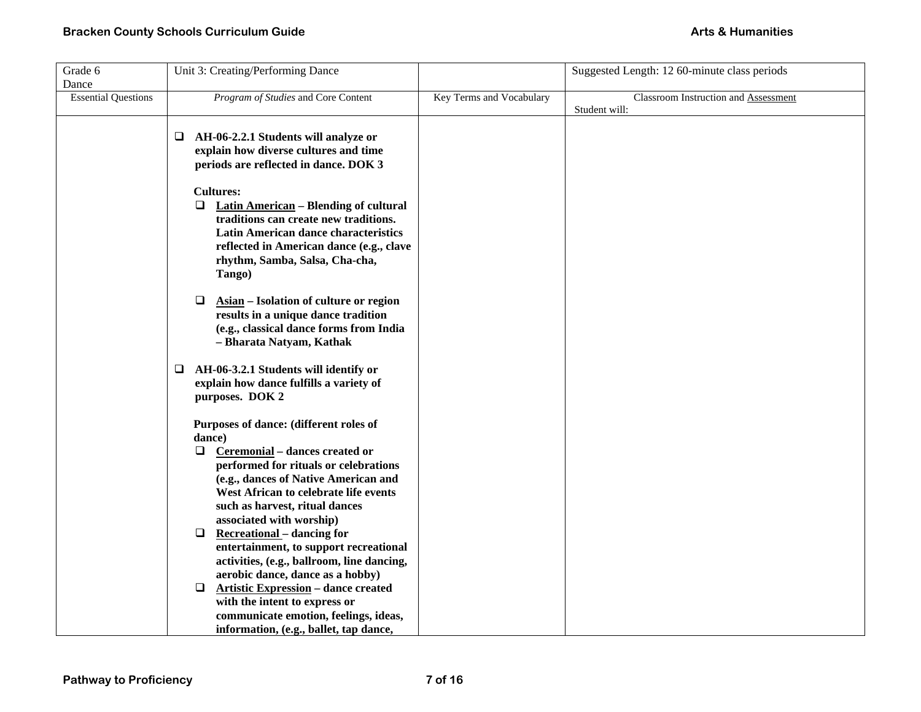| Grade 6 Dance | Unit 3: Creating/Performing Dance | | Suggested Length: 12 60-minute class periods |
|---|---|---|---|
| Essential Questions | *Program of Studies* and Core Content | Key Terms and Vocabulary | Classroom Instruction and Assessment<br>Student will: |
| | ❑ **AH-06-2.2.1 Students will analyze or explain how diverse cultures and time periods are reflected in dance. DOK 3**<br><br>**Cultures:**<br>❑ **Latin American – Blending of cultural traditions can create new traditions. Latin American dance characteristics reflected in American dance (e.g., clave rhythm, Samba, Salsa, Cha-cha, Tango)**<br><br>❑ **Asian – Isolation of culture or region results in a unique dance tradition (e.g., classical dance forms from India – Bharata Natyam, Kathak**<br><br>❑ **AH-06-3.2.1 Students will identify or explain how dance fulfills a variety of purposes. DOK 2**<br><br>**Purposes of dance: (different roles of dance)**<br>❑ **Ceremonial – dances created or performed for rituals or celebrations (e.g., dances of Native American and West African to celebrate life events such as harvest, ritual dances associated with worship)**<br>❑ **Recreational – dancing for entertainment, to support recreational activities, (e.g., ballroom, line dancing, aerobic dance, dance as a hobby)**<br>❑ **Artistic Expression – dance created with the intent to express or communicate emotion, feelings, ideas, information, (e.g., ballet, tap dance,** | | |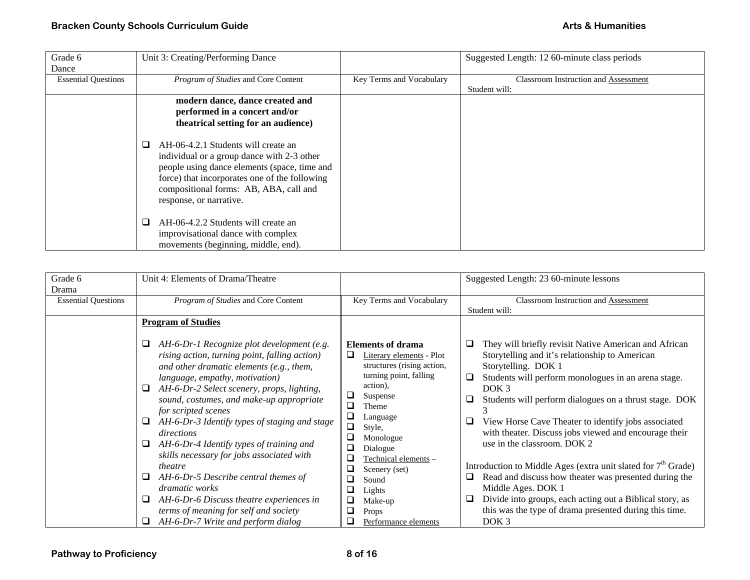| Grade 6 Dance | Unit 3: Creating/Performing Dance | | Suggested Length: 12 60-minute class periods |
|---|---|---|---|
| Essential Questions | *Program of Studies* and Core Content | Key Terms and Vocabulary | Classroom Instruction and Assessment<br>Student will: |
| | **modern dance, dance created and performed in a concert and/or theatrical setting for an audience)**<br><br>❑ AH-06-4.2.1 Students will create an individual or a group dance with 2-3 other people using dance elements (space, time and force) that incorporates one of the following compositional forms: AB, ABA, call and response, or narrative.<br><br>❑ AH-06-4.2.2 Students will create an improvisational dance with complex movements (beginning, middle, end). | | |

| Grade 6 Drama | Unit 4: Elements of Drama/Theatre | | Suggested Length: 23 60-minute lessons |
|---|---|---|---|
| Essential Questions | *Program of Studies* and Core Content | Key Terms and Vocabulary | Classroom Instruction and Assessment<br>Student will: |
| | **Program of Studies**<br><br>❑ *AH-6-Dr-1 Recognize plot development (e.g. rising action, turning point, falling action) and other dramatic elements (e.g., them, language, empathy, motivation)*<br>❑ *AH-6-Dr-2 Select scenery, props, lighting, sound, costumes, and make-up appropriate for scripted scenes*<br>❑ *AH-6-Dr-3 Identify types of staging and stage directions*<br>❑ *AH-6-Dr-4 Identify types of training and skills necessary for jobs associated with theatre*<br>❑ *AH-6-Dr-5 Describe central themes of dramatic works*<br>❑ *AH-6-Dr-6 Discuss theatre experiences in terms of meaning for self and society*<br>❑ *AH-6-Dr-7 Write and perform dialog* | **Elements of drama**<br>❑ Literary elements - Plot structures (rising action, turning point, falling action),<br>❑ Suspense<br>❑ Theme<br>❑ Language<br>❑ Style,<br>❑ Monologue<br>❑ Dialogue<br>❑ Technical elements –<br>❑ Scenery (set)<br>❑ Sound<br>❑ Lights<br>❑ Make-up<br>❑ Props<br>❑ Performance elements | ❑ They will briefly revisit Native American and African Storytelling and it's relationship to American Storytelling. DOK 1<br>❑ Students will perform monologues in an arena stage. DOK 3<br>❑ Students will perform dialogues on a thrust stage. DOK 3<br>❑ View Horse Cave Theater to identify jobs associated with theater. Discuss jobs viewed and encourage their use in the classroom. DOK 2<br><br>Introduction to Middle Ages (extra unit slated for 7th Grade)<br>❑ Read and discuss how theater was presented during the Middle Ages. DOK 1<br>❑ Divide into groups, each acting out a Biblical story, as this was the type of drama presented during this time. DOK 3 |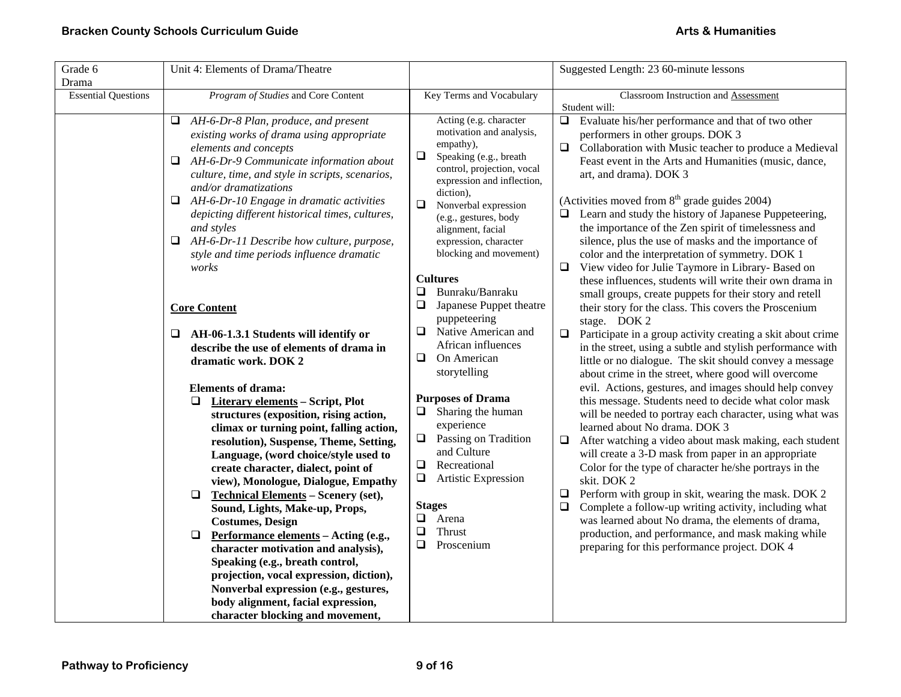| Grade 6 Drama | Unit 4: Elements of Drama/Theatre | | Suggested Length: 23 60-minute lessons |
|---|---|---|---|
| Essential Questions | *Program of Studies* and Core Content | Key Terms and Vocabulary | Classroom Instruction and Assessment<br>Student will: |
| | ❑ *AH-6-Dr-8 Plan, produce, and present existing works of drama using appropriate elements and concepts*<br>❑ *AH-6-Dr-9 Communicate information about culture, time, and style in scripts, scenarios, and/or dramatizations*<br>❑ *AH-6-Dr-10 Engage in dramatic activities depicting different historical times, cultures, and styles*<br>❑ *AH-6-Dr-11 Describe how culture, purpose, style and time periods influence dramatic works*<br><br>**Core Content**<br><br>❑ **AH-06-1.3.1 Students will identify or describe the use of elements of drama in dramatic work. DOK 2**<br><br>**Elements of drama:**<br>❑ **Literary elements – Script, Plot structures (exposition, rising action, climax or turning point, falling action, resolution), Suspense, Theme, Setting, Language, (word choice/style used to create character, dialect, point of view), Monologue, Dialogue, Empathy**<br>❑ **Technical Elements – Scenery (set), Sound, Lights, Make-up, Props, Costumes, Design**<br>❑ **Performance elements – Acting (e.g., character motivation and analysis), Speaking (e.g., breath control, projection, vocal expression, diction), Nonverbal expression (e.g., gestures, body alignment, facial expression, character blocking and movement,** | Acting (e.g. character motivation and analysis, empathy),<br>❑ Speaking (e.g., breath control, projection, vocal expression and inflection, diction),<br>❑ Nonverbal expression (e.g., gestures, body alignment, facial expression, character blocking and movement)<br><br>**Cultures**<br>❑ Bunraku/Banraku<br>❑ Japanese Puppet theatre puppeteering<br>❑ Native American and African influences<br>❑ On American storytelling<br><br>**Purposes of Drama**<br>❑ Sharing the human experience<br>❑ Passing on Tradition and Culture<br>❑ Recreational<br>❑ Artistic Expression<br><br>**Stages**<br>❑ Arena<br>❑ Thrust<br>❑ Proscenium | ❑ Evaluate his/her performance and that of two other performers in other groups. DOK 3<br>❑ Collaboration with Music teacher to produce a Medieval Feast event in the Arts and Humanities (music, dance, art, and drama). DOK 3<br><br>(Activities moved from 8th grade guides 2004)<br>❑ Learn and study the history of Japanese Puppeteering, the importance of the Zen spirit of timelessness and silence, plus the use of masks and the importance of color and the interpretation of symmetry. DOK 1<br>❑ View video for Julie Taymore in Library- Based on these influences, students will write their own drama in small groups, create puppets for their story and retell their story for the class. This covers the Proscenium stage. DOK 2<br>❑ Participate in a group activity creating a skit about crime in the street, using a subtle and stylish performance with little or no dialogue. The skit should convey a message about crime in the street, where good will overcome evil. Actions, gestures, and images should help convey this message. Students need to decide what color mask will be needed to portray each character, using what was learned about No drama. DOK 3<br>❑ After watching a video about mask making, each student will create a 3-D mask from paper in an appropriate Color for the type of character he/she portrays in the skit. DOK 2<br>❑ Perform with group in skit, wearing the mask. DOK 2<br>❑ Complete a follow-up writing activity, including what was learned about No drama, the elements of drama, production, and performance, and mask making while preparing for this performance project. DOK 4 |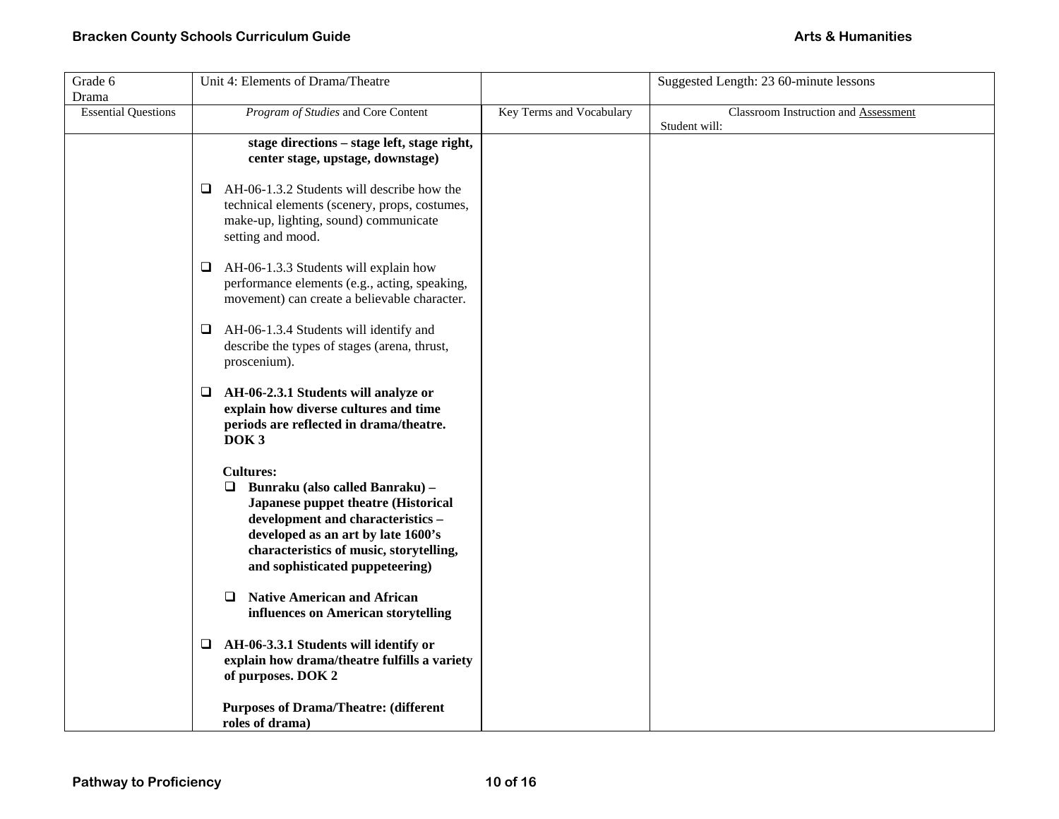| Grade 6 Drama | Unit 4: Elements of Drama/Theatre | | Suggested Length: 23 60-minute lessons |
|---|---|---|---|
| Essential Questions | *Program of Studies* and Core Content | Key Terms and Vocabulary | Classroom Instruction and Assessment<br>Student will: |
| | **stage directions – stage left, stage right, center stage, upstage, downstage)**<br><br>❑ AH-06-1.3.2 Students will describe how the technical elements (scenery, props, costumes, make-up, lighting, sound) communicate setting and mood.<br><br>❑ AH-06-1.3.3 Students will explain how performance elements (e.g., acting, speaking, movement) can create a believable character.<br><br>❑ AH-06-1.3.4 Students will identify and describe the types of stages (arena, thrust, proscenium).<br><br>❑ **AH-06-2.3.1 Students will analyze or explain how diverse cultures and time periods are reflected in drama/theatre. DOK 3**<br><br>**Cultures:**<br>❑ **Bunraku (also called Banraku) – Japanese puppet theatre (Historical development and characteristics – developed as an art by late 1600's characteristics of music, storytelling, and sophisticated puppeteering)**<br><br>❑ **Native American and African influences on American storytelling**<br><br>❑ **AH-06-3.3.1 Students will identify or explain how drama/theatre fulfills a variety of purposes. DOK 2**<br><br>**Purposes of Drama/Theatre: (different roles of drama)** | | |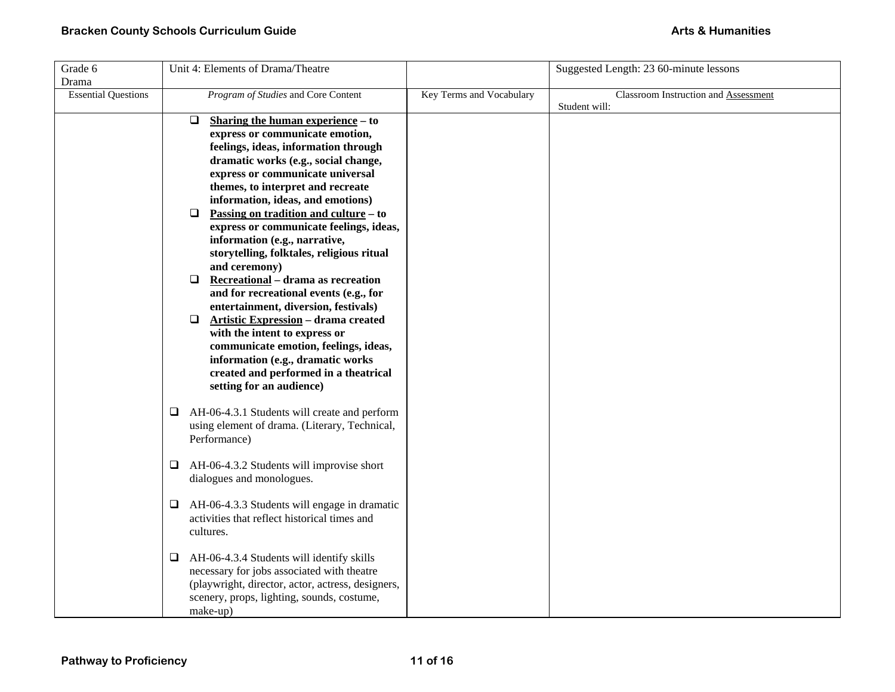| Grade 6 Drama | Unit 4: Elements of Drama/Theatre | | Suggested Length: 23 60-minute lessons |
|---|---|---|---|
| Essential Questions | *Program of Studies* and Core Content | Key Terms and Vocabulary | Classroom Instruction and Assessment<br>Student will: |
| | ❑ **Sharing the human experience – to express or communicate emotion, feelings, ideas, information through dramatic works (e.g., social change, express or communicate universal themes, to interpret and recreate information, ideas, and emotions)**<br>❑ **Passing on tradition and culture – to express or communicate feelings, ideas, information (e.g., narrative, storytelling, folktales, religious ritual and ceremony)**<br>❑ **Recreational – drama as recreation and for recreational events (e.g., for entertainment, diversion, festivals)**<br>❑ **Artistic Expression – drama created with the intent to express or communicate emotion, feelings, ideas, information (e.g., dramatic works created and performed in a theatrical setting for an audience)**<br><br>❑ AH-06-4.3.1 Students will create and perform using element of drama. (Literary, Technical, Performance)<br><br>❑ AH-06-4.3.2 Students will improvise short dialogues and monologues.<br><br>❑ AH-06-4.3.3 Students will engage in dramatic activities that reflect historical times and cultures.<br><br>❑ AH-06-4.3.4 Students will identify skills necessary for jobs associated with theatre (playwright, director, actor, actress, designers, scenery, props, lighting, sounds, costume, make-up) | | |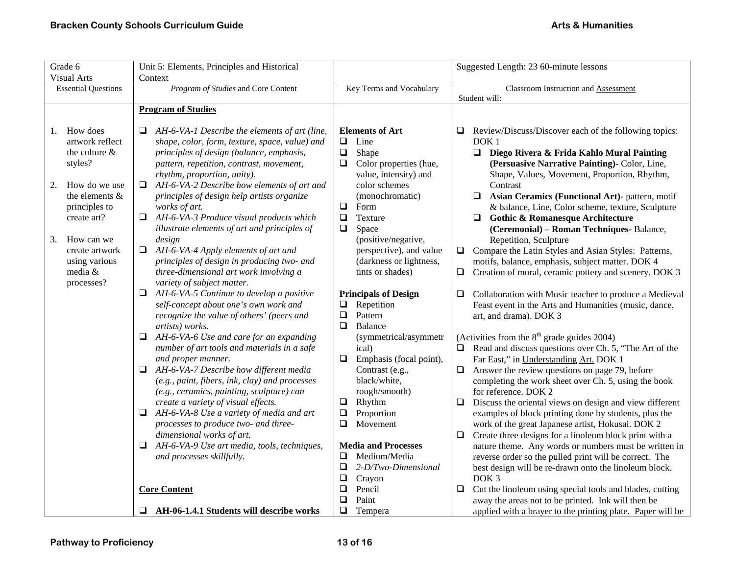| Grade 6<br>Visual Arts | Unit 5: Elements, Principles and Historical Context | | Suggested Length: 23 60-minute lessons |
|---|---|---|---|
| Essential Questions | *Program of Studies* and Core Content | Key Terms and Vocabulary | Classroom Instruction and Assessment<br>Student will: |
| 1. How does artwork reflect the culture & styles?<br><br>2. How do we use the elements & principles to create art?<br><br>3. How can we create artwork using various media & processes? | **Program of Studies**<br><br>❑ *AH-6-VA-1 Describe the elements of art (line, shape, color, form, texture, space, value) and principles of design (balance, emphasis, pattern, repetition, contrast, movement, rhythm, proportion, unity).*<br>❑ *AH-6-VA-2 Describe how elements of art and principles of design help artists organize works of art.*<br>❑ *AH-6-VA-3 Produce visual products which illustrate elements of art and principles of design*<br>❑ *AH-6-VA-4 Apply elements of art and principles of design in producing two- and three-dimensional art work involving a variety of subject matter.*<br>❑ *AH-6-VA-5 Continue to develop a positive self-concept about one's own work and recognize the value of others' (peers and artists) works.*<br>❑ *AH-6-VA-6 Use and care for an expanding number of art tools and materials in a safe and proper manner.*<br>❑ *AH-6-VA-7 Describe how different media (e.g., paint, fibers, ink, clay) and processes (e.g., ceramics, painting, sculpture) can create a variety of visual effects.*<br>❑ *AH-6-VA-8 Use a variety of media and art processes to produce two- and three-dimensional works of art.*<br>❑ *AH-6-VA-9 Use art media, tools, techniques, and processes skillfully.*<br><br>**Core Content**<br><br>❑ **AH-06-1.4.1 Students will describe works** | **Elements of Art**<br>❑ Line<br>❑ Shape<br>❑ Color properties (hue, value, intensity) and color schemes (monochromatic)<br>❑ Form<br>❑ Texture<br>❑ Space (positive/negative, perspective), and value (darkness or lightness, tints or shades)<br><br>**Principals of Design**<br>❑ Repetition<br>❑ Pattern<br>❑ Balance (symmetrical/asymmetrical)<br>❑ Emphasis (focal point), Contrast (e.g., black/white, rough/smooth)<br>❑ Rhythm<br>❑ Proportion<br>❑ Movement<br><br>**Media and Processes**<br>❑ Medium/Media<br>❑ *2-D/Two-Dimensional*<br>❑ Crayon<br>❑ Pencil<br>❑ Paint<br>❑ Tempera | ❑ Review/Discuss/Discover each of the following topics: DOK 1<br>&nbsp;&nbsp;❑ **Diego Rivera & Frida Kahlo Mural Painting (Persuasive Narrative Painting)-** Color, Line, Shape, Values, Movement, Proportion, Rhythm, Contrast<br>&nbsp;&nbsp;❑ **Asian Ceramics (Functional Art)-** pattern, motif & balance, Line, Color scheme, texture, Sculpture<br>&nbsp;&nbsp;❑ **Gothic & Romanesque Architecture (Ceremonial) – Roman Techniques-** Balance, Repetition, Sculpture<br>❑ Compare the Latin Styles and Asian Styles: Patterns, motifs, balance, emphasis, subject matter. DOK 4<br>❑ Creation of mural, ceramic pottery and scenery. DOK 3<br><br>❑ Collaboration with Music teacher to produce a Medieval Feast event in the Arts and Humanities (music, dance, art, and drama). DOK 3<br><br>(Activities from the 8th grade guides 2004)<br>❑ Read and discuss questions over Ch. 5, "The Art of the Far East," in Understanding Art. DOK 1<br>❑ Answer the review questions on page 79, before completing the work sheet over Ch. 5, using the book for reference. DOK 2<br>❑ Discuss the oriental views on design and view different examples of block printing done by students, plus the work of the great Japanese artist, Hokusai. DOK 2<br>❑ Create three designs for a linoleum block print with a nature theme. Any words or numbers must be written in reverse order so the pulled print will be correct. The best design will be re-drawn onto the linoleum block. DOK 3<br>❑ Cut the linoleum using special tools and blades, cutting away the areas not to be printed. Ink will then be applied with a brayer to the printing plate. Paper will be |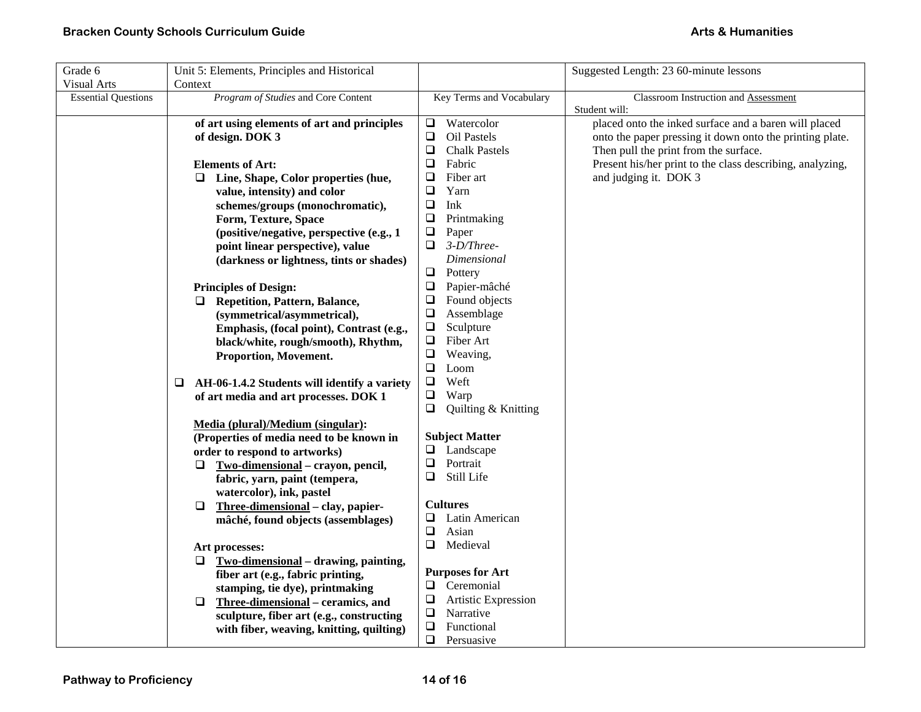| Grade 6 Visual Arts | Unit 5: Elements, Principles and Historical Context | | Suggested Length: 23 60-minute lessons |
|---|---|---|---|
| Essential Questions | *Program of Studies* and Core Content | Key Terms and Vocabulary | Classroom Instruction and Assessment<br>Student will: |
| | **of art using elements of art and principles of design. DOK 3**<br><br>**Elements of Art:**<br>❑ **Line, Shape, Color properties (hue, value, intensity) and color schemes/groups (monochromatic), Form, Texture, Space (positive/negative, perspective (e.g., 1 point linear perspective), value (darkness or lightness, tints or shades)**<br><br>**Principles of Design:**<br>❑ **Repetition, Pattern, Balance, (symmetrical/asymmetrical), Emphasis, (focal point), Contrast (e.g., black/white, rough/smooth), Rhythm, Proportion, Movement.**<br><br>❑ **AH-06-1.4.2 Students will identify a variety of art media and art processes. DOK 1**<br><br>**<u>Media (plural)/Medium (singular)</u>: (Properties of media need to be known in order to respond to artworks)**<br>❑ **<u>Two-dimensional</u> – crayon, pencil, fabric, yarn, paint (tempera, watercolor), ink, pastel**<br>❑ **<u>Three-dimensional</u> – clay, papier-mâché, found objects (assemblages)**<br><br>**Art processes:**<br>❑ **<u>Two-dimensional</u> – drawing, painting, fiber art (e.g., fabric printing, stamping, tie dye), printmaking**<br>❑ **<u>Three-dimensional</u> – ceramics, and sculpture, fiber art (e.g., constructing with fiber, weaving, knitting, quilting)** | ❑ Watercolor<br>❑ Oil Pastels<br>❑ Chalk Pastels<br>❑ Fabric<br>❑ Fiber art<br>❑ Yarn<br>❑ Ink<br>❑ Printmaking<br>❑ Paper<br>❑ *3-D/Three-Dimensional*<br>❑ Pottery<br>❑ Papier-mâché<br>❑ Found objects<br>❑ Assemblage<br>❑ Sculpture<br>❑ Fiber Art<br>❑ Weaving,<br>❑ Loom<br>❑ Weft<br>❑ Warp<br>❑ Quilting & Knitting<br><br>**Subject Matter**<br>❑ Landscape<br>❑ Portrait<br>❑ Still Life<br><br>**Cultures**<br>❑ Latin American<br>❑ Asian<br>❑ Medieval<br><br>**Purposes for Art**<br>❑ Ceremonial<br>❑ Artistic Expression<br>❑ Narrative<br>❑ Functional<br>❑ Persuasive | placed onto the inked surface and a baren will placed onto the paper pressing it down onto the printing plate. Then pull the print from the surface.<br>Present his/her print to the class describing, analyzing, and judging it. DOK 3 |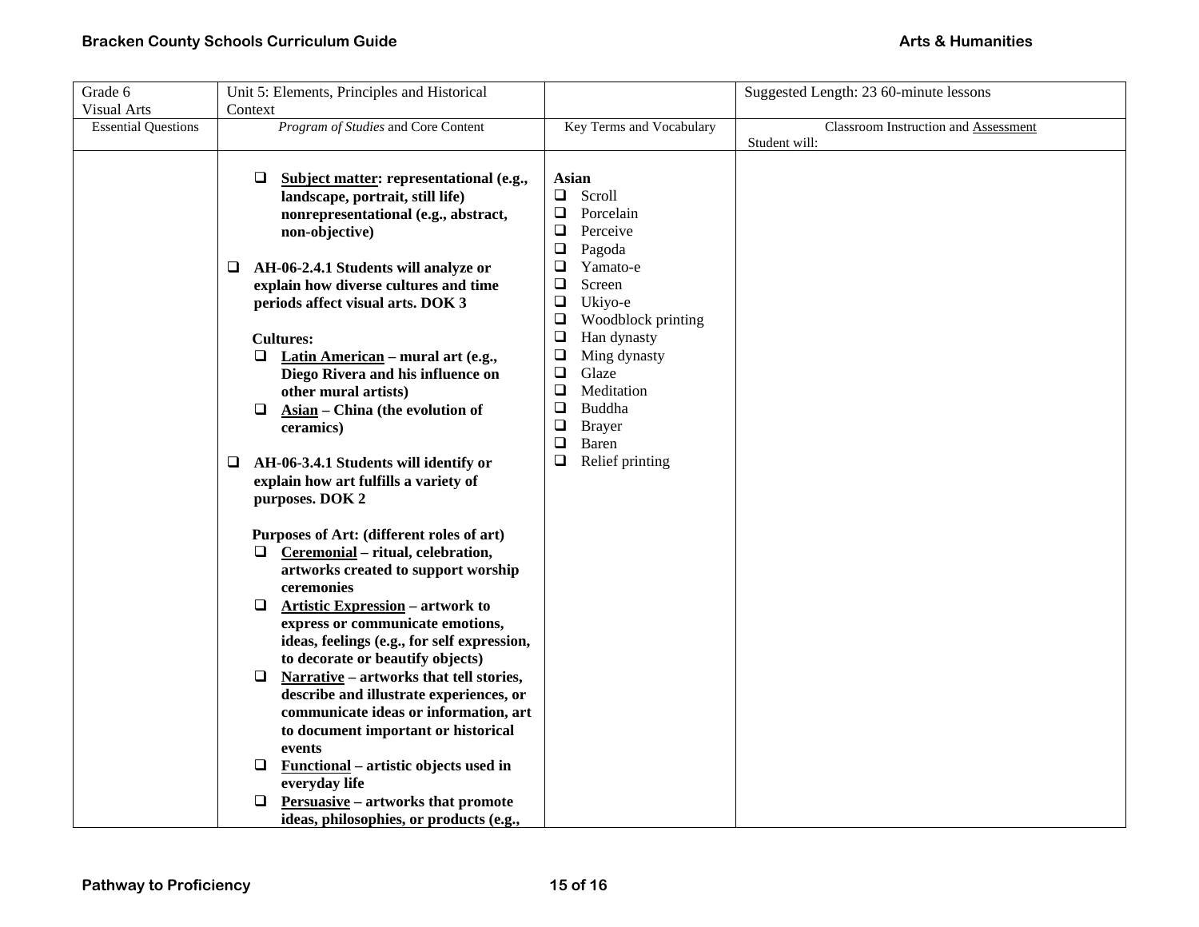| Grade 6 Visual Arts | Unit 5: Elements, Principles and Historical Context | | Suggested Length: 23 60-minute lessons |
|---|---|---|---|
| Essential Questions | *Program of Studies* and Core Content | Key Terms and Vocabulary | Classroom Instruction and Assessment<br>Student will: |
| | ❑ **Subject matter: representational (e.g., landscape, portrait, still life) nonrepresentational (e.g., abstract, non-objective)**<br><br>❑ **AH-06-2.4.1 Students will analyze or explain how diverse cultures and time periods affect visual arts. DOK 3**<br><br>**Cultures:**<br>❑ **Latin American – mural art (e.g., Diego Rivera and his influence on other mural artists)**<br>❑ **Asian – China (the evolution of ceramics)**<br><br>❑ **AH-06-3.4.1 Students will identify or explain how art fulfills a variety of purposes. DOK 2**<br><br>**Purposes of Art: (different roles of art)**<br>❑ **Ceremonial – ritual, celebration, artworks created to support worship ceremonies**<br>❑ **Artistic Expression – artwork to express or communicate emotions, ideas, feelings (e.g., for self expression, to decorate or beautify objects)**<br>❑ **Narrative – artworks that tell stories, describe and illustrate experiences, or communicate ideas or information, art to document important or historical events**<br>❑ **Functional – artistic objects used in everyday life**<br>❑ **Persuasive – artworks that promote ideas, philosophies, or products (e.g.,** | **Asian**<br>❑ Scroll<br>❑ Porcelain<br>❑ Perceive<br>❑ Pagoda<br>❑ Yamato-e<br>❑ Screen<br>❑ Ukiyo-e<br>❑ Woodblock printing<br>❑ Han dynasty<br>❑ Ming dynasty<br>❑ Glaze<br>❑ Meditation<br>❑ Buddha<br>❑ Brayer<br>❑ Baren<br>❑ Relief printing | |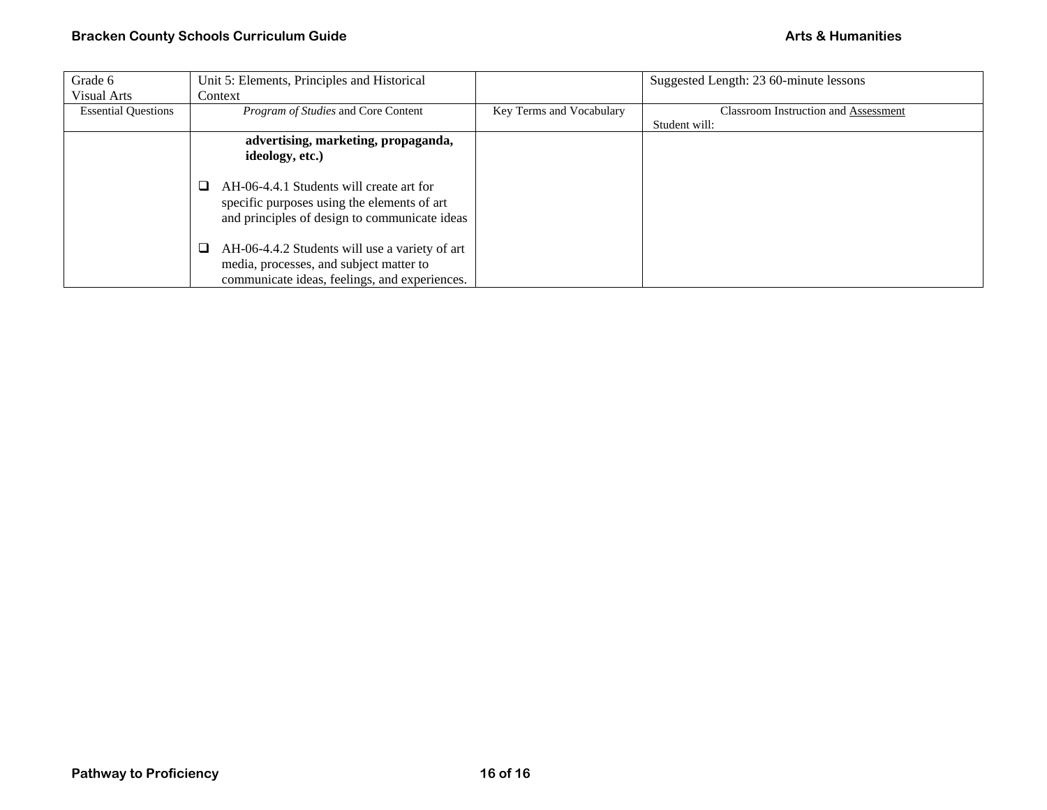| Grade 6<br>Visual Arts | Unit 5: Elements, Principles and Historical Context | | Suggested Length: 23 60-minute lessons |
|---|---|---|---|
| Essential Questions | *Program of Studies* and Core Content | Key Terms and Vocabulary | Classroom Instruction and Assessment<br>Student will: |
| | **advertising, marketing, propaganda, ideology, etc.)**<br><br>❑ AH-06-4.4.1 Students will create art for specific purposes using the elements of art and principles of design to communicate ideas<br><br>❑ AH-06-4.4.2 Students will use a variety of art media, processes, and subject matter to communicate ideas, feelings, and experiences. | | |